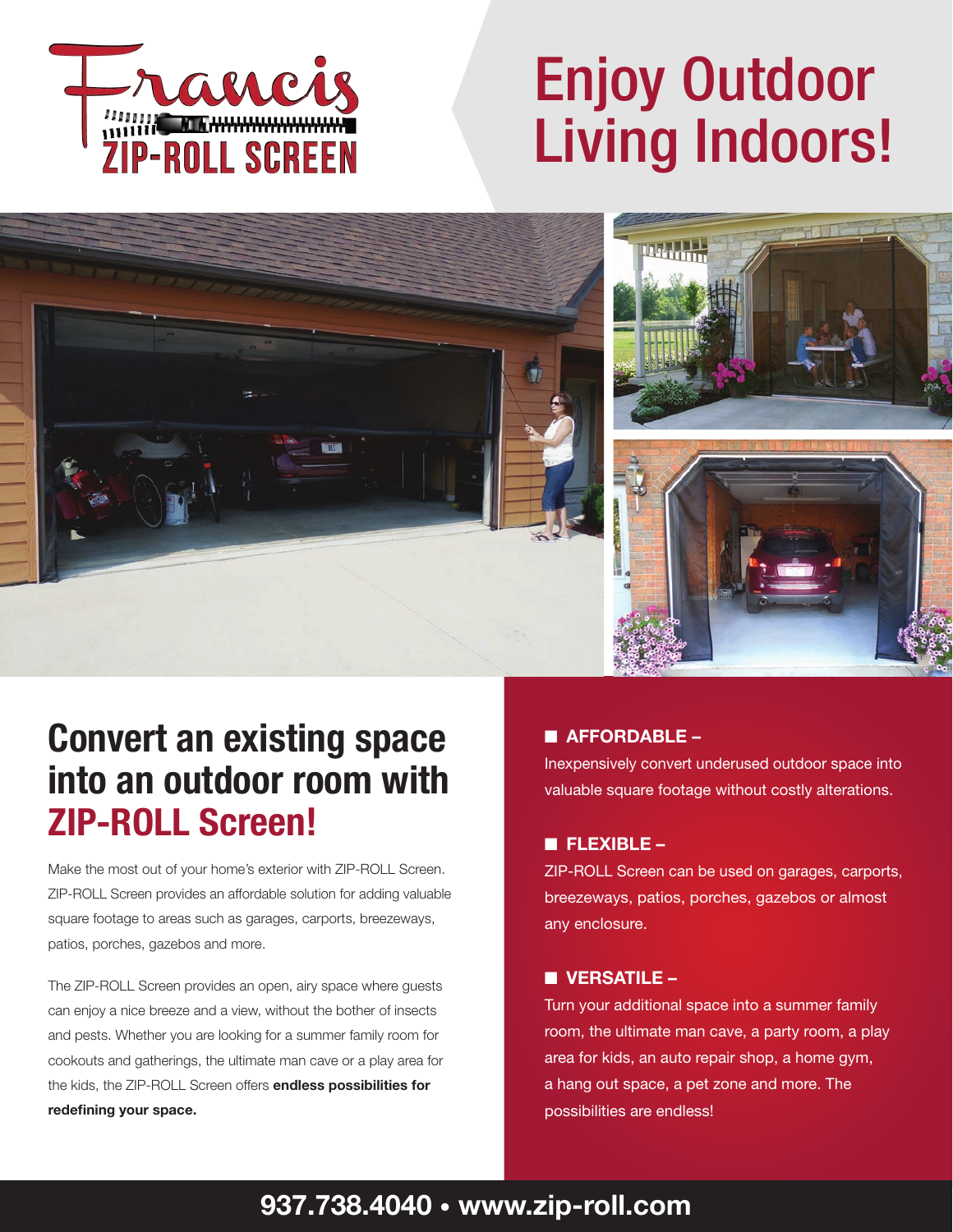Francis ZIP-ROLL SCREEN

# Enjoy Outdoor Living Indoors!

## Convert an existing space into an outdoor room with ZIP-ROLL Screen!

Make the most out of your home's exterior with ZIP-ROLL Screen. ZIP-ROLL Screen provides an affordable solution for adding valuable square footage to areas such as garages, carports, breezeways, patios, porches, gazebos and more.

The ZIP-ROLL Screen provides an open, airy space where guests can enjoy a nice breeze and a view, without the bother of insects and pests. Whether you are looking for a summer family room for cookouts and gatherings, the ultimate man cave or a play area for the kids, the ZIP-ROLL Screen offers **endless possibilities for redefining your space.**

- **AFFORDABLE –**
  Inexpensively convert underused outdoor space into valuable square footage without costly alterations.

- **FLEXIBLE –**
  ZIP-ROLL Screen can be used on garages, carports, breezeways, patios, porches, gazebos or almost any enclosure.

- **VERSATILE –**
  Turn your additional space into a summer family room, the ultimate man cave, a party room, a play area for kids, an auto repair shop, a home gym, a hang out space, a pet zone and more. The possibilities are endless!

**937.738.4040 • www.zip-roll.com**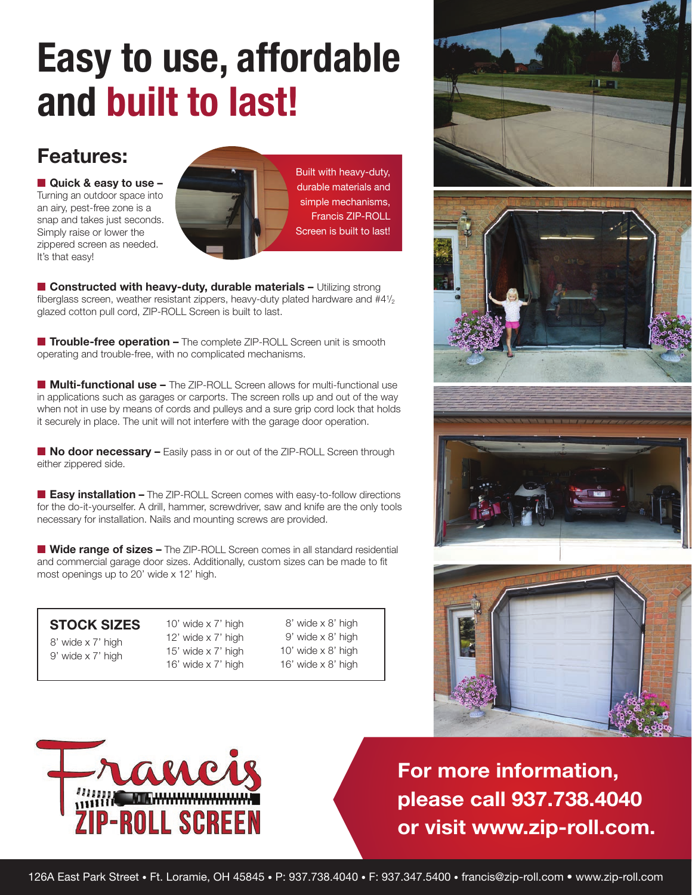# Easy to use, affordable and built to last!

## Features:

■ **Quick & easy to use –** Turning an outdoor space into an airy, pest-free zone is a snap and takes just seconds. Simply raise or lower the zippered screen as needed. It's that easy!

Built with heavy-duty, durable materials and simple mechanisms, Francis ZIP-ROLL Screen is built to last!

■ **Constructed with heavy-duty, durable materials –** Utilizing strong fiberglass screen, weather resistant zippers, heavy-duty plated hardware and #4½ glazed cotton pull cord, ZIP-ROLL Screen is built to last.

■ **Trouble-free operation –** The complete ZIP-ROLL Screen unit is smooth operating and trouble-free, with no complicated mechanisms.

■ **Multi-functional use –** The ZIP-ROLL Screen allows for multi-functional use in applications such as garages or carports. The screen rolls up and out of the way when not in use by means of cords and pulleys and a sure grip cord lock that holds it securely in place. The unit will not interfere with the garage door operation.

■ **No door necessary –** Easily pass in or out of the ZIP-ROLL Screen through either zippered side.

■ **Easy installation –** The ZIP-ROLL Screen comes with easy-to-follow directions for the do-it-yourselfer. A drill, hammer, screwdriver, saw and knife are the only tools necessary for installation. Nails and mounting screws are provided.

■ **Wide range of sizes –** The ZIP-ROLL Screen comes in all standard residential and commercial garage door sizes. Additionally, custom sizes can be made to fit most openings up to 20' wide x 12' high.

| STOCK SIZES | | |
|---|---|---|
| 8' wide x 7' high | 10' wide x 7' high | 8' wide x 8' high |
| 9' wide x 7' high | 12' wide x 7' high | 9' wide x 8' high |
| | 15' wide x 7' high | 10' wide x 8' high |
| | 16' wide x 7' high | 16' wide x 8' high |

Francis ZIP-ROLL SCREEN

**For more information, please call 937.738.4040 or visit www.zip-roll.com.**

126A East Park Street • Ft. Loramie, OH 45845 • P: 937.738.4040 • F: 937.347.5400 • francis@zip-roll.com • www.zip-roll.com